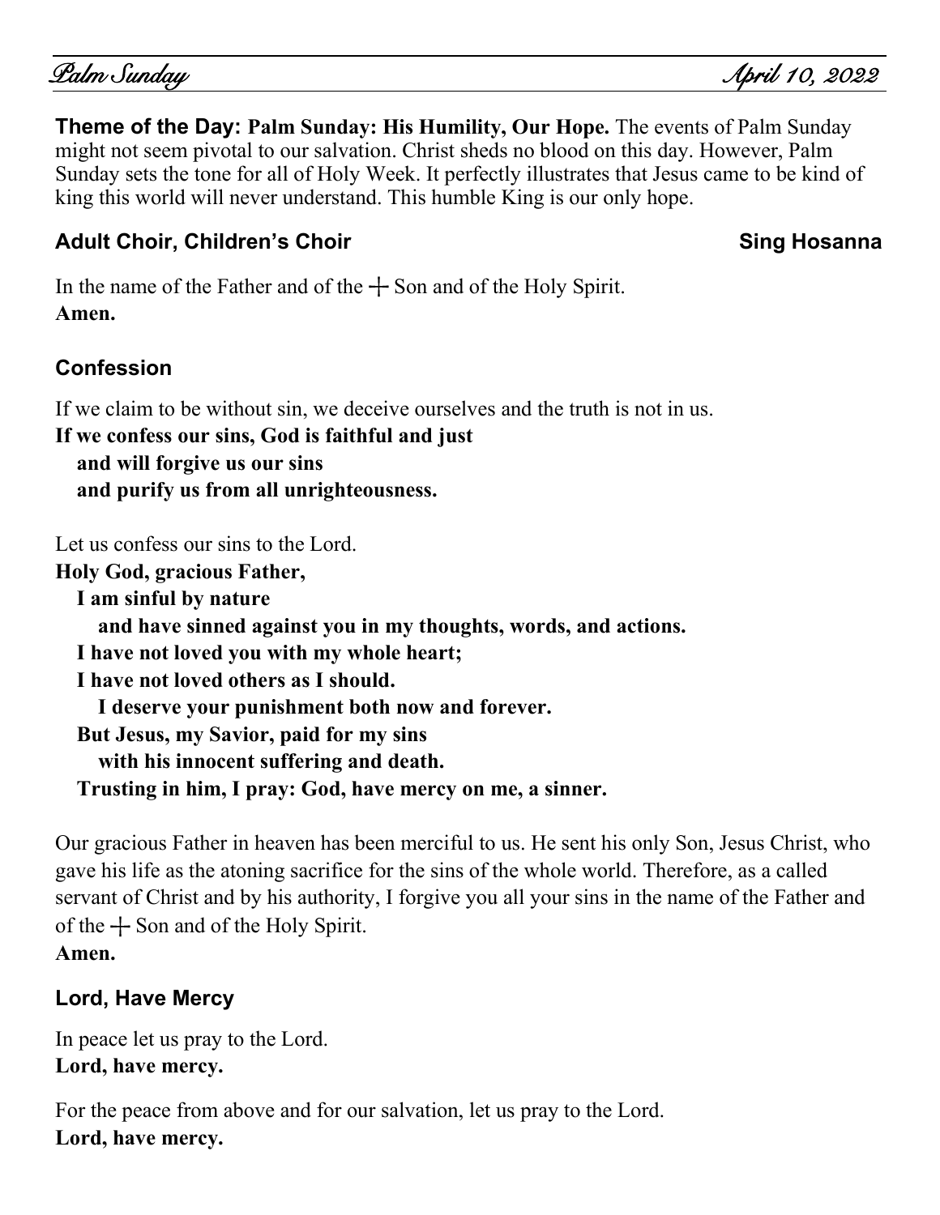**Theme of the Day: Palm Sunday: His Humility, Our Hope.** The events of Palm Sunday might not seem pivotal to our salvation. Christ sheds no blood on this day. However, Palm Sunday sets the tone for all of Holy Week. It perfectly illustrates that Jesus came to be kind of king this world will never understand. This humble King is our only hope.

### Adult Choir, Children's Choir — Sing Hosanna

In the name of the Father and of the ┼ Son and of the Holy Spirit.
**Amen.**

### Confession

If we claim to be without sin, we deceive ourselves and the truth is not in us.
**If we confess our sins, God is faithful and just**
**and will forgive us our sins**
**and purify us from all unrighteousness.**

Let us confess our sins to the Lord.
**Holy God, gracious Father,**
**I am sinful by nature**
**and have sinned against you in my thoughts, words, and actions.**
**I have not loved you with my whole heart;**
**I have not loved others as I should.**
**I deserve your punishment both now and forever.**
**But Jesus, my Savior, paid for my sins**
**with his innocent suffering and death.**
**Trusting in him, I pray: God, have mercy on me, a sinner.**

Our gracious Father in heaven has been merciful to us. He sent his only Son, Jesus Christ, who gave his life as the atoning sacrifice for the sins of the whole world. Therefore, as a called servant of Christ and by his authority, I forgive you all your sins in the name of the Father and of the ┼ Son and of the Holy Spirit.
**Amen.**

### Lord, Have Mercy

In peace let us pray to the Lord.
**Lord, have mercy.**

For the peace from above and for our salvation, let us pray to the Lord.
**Lord, have mercy.**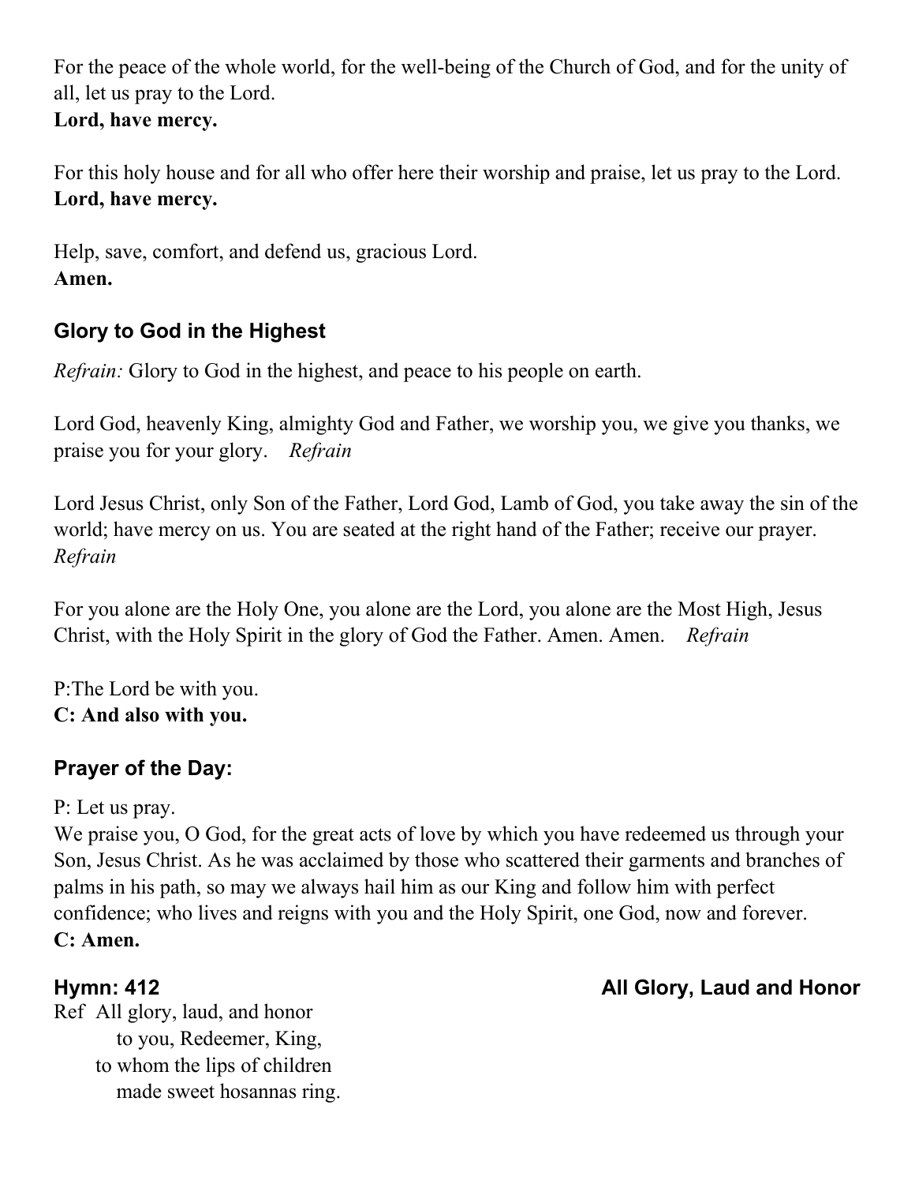For the peace of the whole world, for the well-being of the Church of God, and for the unity of all, let us pray to the Lord.
**Lord, have mercy.**

For this holy house and for all who offer here their worship and praise, let us pray to the Lord.
**Lord, have mercy.**

Help, save, comfort, and defend us, gracious Lord.
**Amen.**

## Glory to God in the Highest

*Refrain:* Glory to God in the highest, and peace to his people on earth.

Lord God, heavenly King, almighty God and Father, we worship you, we give you thanks, we praise you for your glory. *Refrain*

Lord Jesus Christ, only Son of the Father, Lord God, Lamb of God, you take away the sin of the world; have mercy on us. You are seated at the right hand of the Father; receive our prayer. *Refrain*

For you alone are the Holy One, you alone are the Lord, you alone are the Most High, Jesus Christ, with the Holy Spirit in the glory of God the Father. Amen. Amen. *Refrain*

P:The Lord be with you.
**C: And also with you.**

## Prayer of the Day:

P: Let us pray.
We praise you, O God, for the great acts of love by which you have redeemed us through your Son, Jesus Christ. As he was acclaimed by those who scattered their garments and branches of palms in his path, so may we always hail him as our King and follow him with perfect confidence; who lives and reigns with you and the Holy Spirit, one God, now and forever.
**C: Amen.**

## Hymn: 412 — All Glory, Laud and Honor

Ref All glory, laud, and honor
to you, Redeemer, King,
to whom the lips of children
made sweet hosannas ring.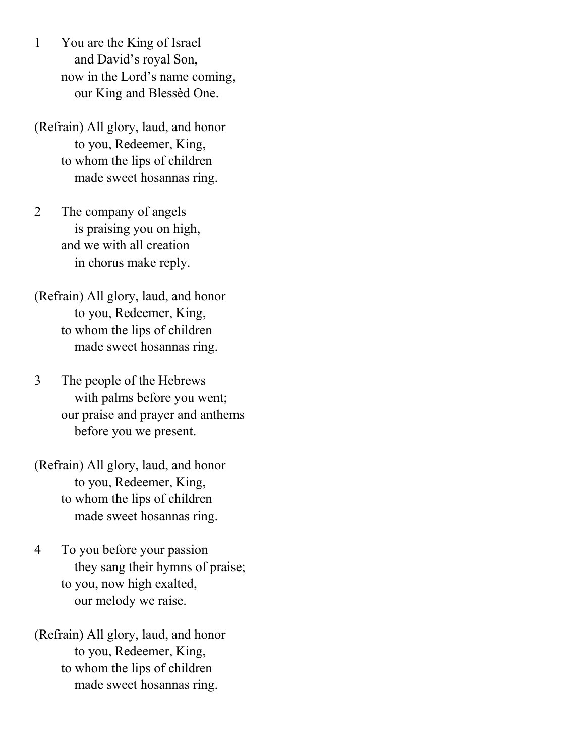1 You are the King of Israel
and David's royal Son,
now in the Lord's name coming,
our King and Blessèd One.

(Refrain) All glory, laud, and honor
to you, Redeemer, King,
to whom the lips of children
made sweet hosannas ring.

2 The company of angels
is praising you on high,
and we with all creation
in chorus make reply.

(Refrain) All glory, laud, and honor
to you, Redeemer, King,
to whom the lips of children
made sweet hosannas ring.

3 The people of the Hebrews
with palms before you went;
our praise and prayer and anthems
before you we present.

(Refrain) All glory, laud, and honor
to you, Redeemer, King,
to whom the lips of children
made sweet hosannas ring.

4 To you before your passion
they sang their hymns of praise;
to you, now high exalted,
our melody we raise.

(Refrain) All glory, laud, and honor
to you, Redeemer, King,
to whom the lips of children
made sweet hosannas ring.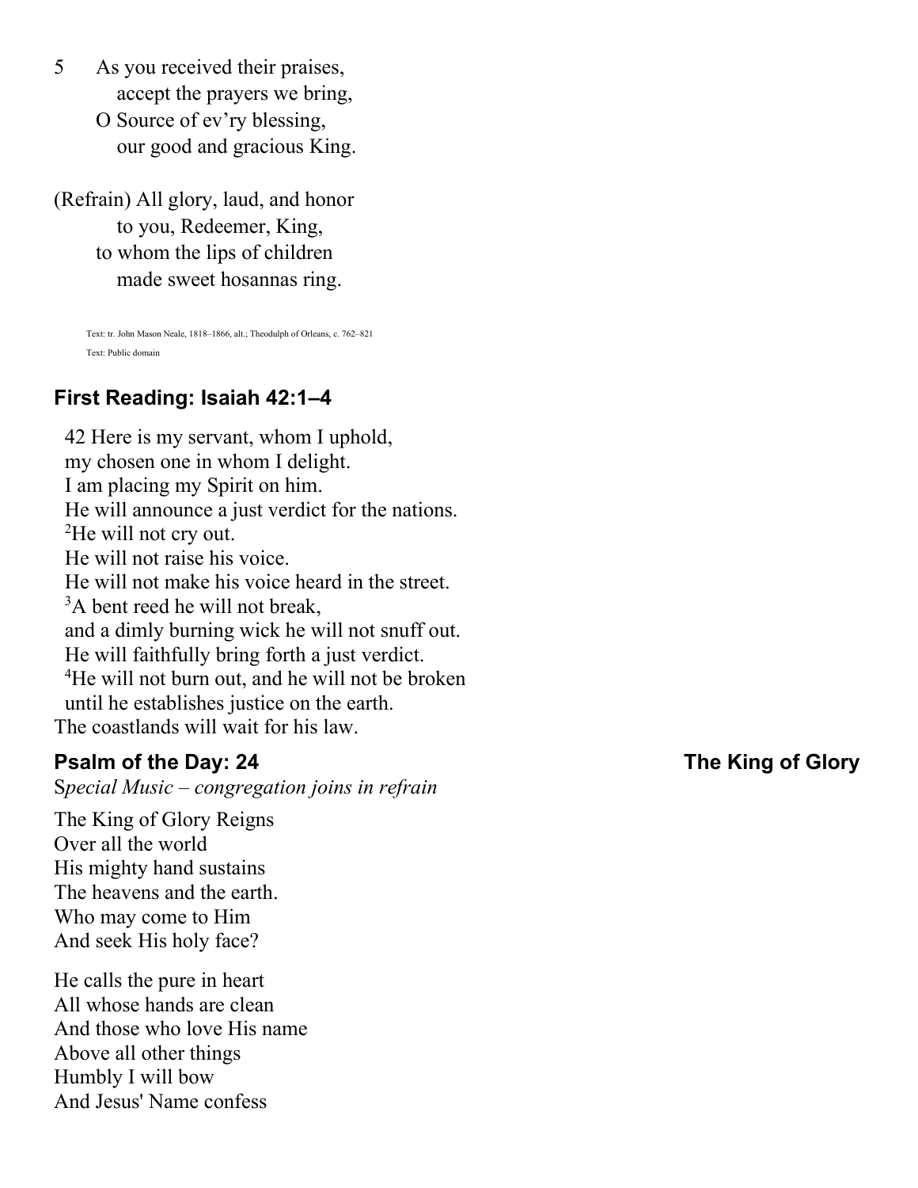5 As you received their praises,
 accept the prayers we bring,
 O Source of ev'ry blessing,
 our good and gracious King.

(Refrain) All glory, laud, and honor
 to you, Redeemer, King,
 to whom the lips of children
 made sweet hosannas ring.

Text: tr. John Mason Neale, 1818–1866, alt.; Theodulph of Orleans, c. 762–821

Text: Public domain

## First Reading: Isaiah 42:1–4

42 Here is my servant, whom I uphold,
my chosen one in whom I delight.
I am placing my Spirit on him.
He will announce a just verdict for the nations.
[2]He will not cry out.
He will not raise his voice.
He will not make his voice heard in the street.
[3]A bent reed he will not break,
and a dimly burning wick he will not snuff out.
He will faithfully bring forth a just verdict.
[4]He will not burn out, and he will not be broken
until he establishes justice on the earth.
The coastlands will wait for his law.

## Psalm of the Day: 24 — The King of Glory

S*pecial Music – congregation joins in refrain*

The King of Glory Reigns
Over all the world
His mighty hand sustains
The heavens and the earth.
Who may come to Him
And seek His holy face?

He calls the pure in heart
All whose hands are clean
And those who love His name
Above all other things
Humbly I will bow
And Jesus' Name confess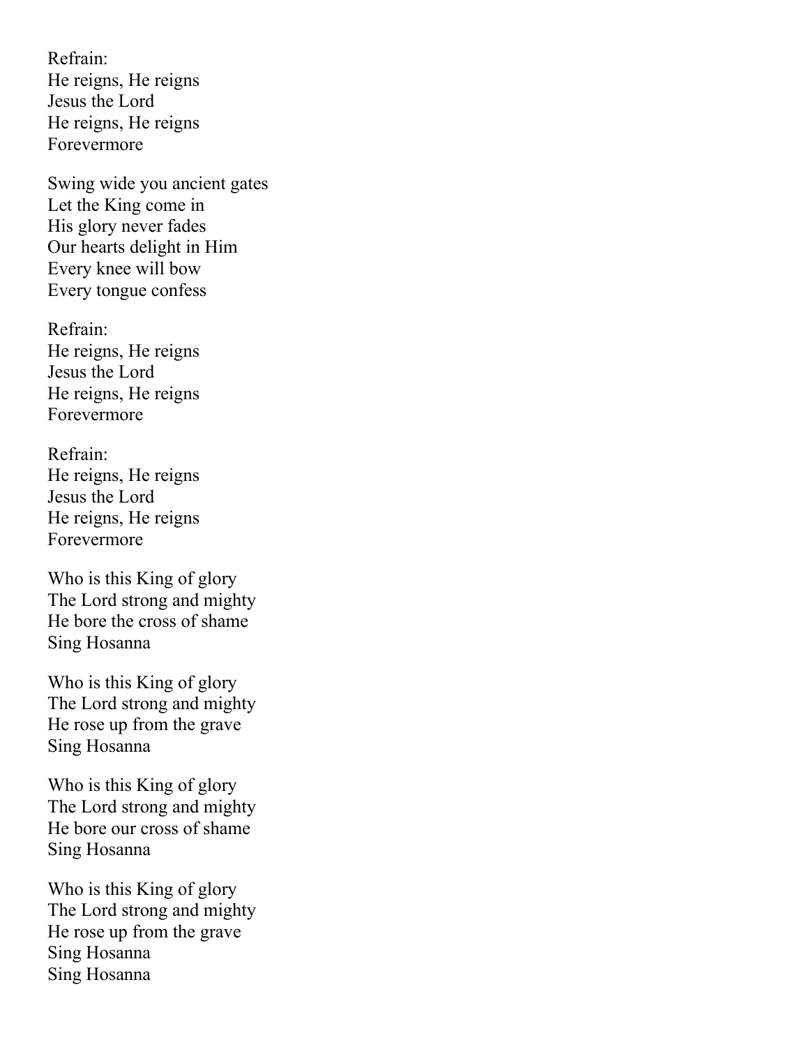Refrain:
He reigns, He reigns
Jesus the Lord
He reigns, He reigns
Forevermore

Swing wide you ancient gates
Let the King come in
His glory never fades
Our hearts delight in Him
Every knee will bow
Every tongue confess

Refrain:
He reigns, He reigns
Jesus the Lord
He reigns, He reigns
Forevermore

Refrain:
He reigns, He reigns
Jesus the Lord
He reigns, He reigns
Forevermore

Who is this King of glory
The Lord strong and mighty
He bore the cross of shame
Sing Hosanna

Who is this King of glory
The Lord strong and mighty
He rose up from the grave
Sing Hosanna

Who is this King of glory
The Lord strong and mighty
He bore our cross of shame
Sing Hosanna

Who is this King of glory
The Lord strong and mighty
He rose up from the grave
Sing Hosanna
Sing Hosanna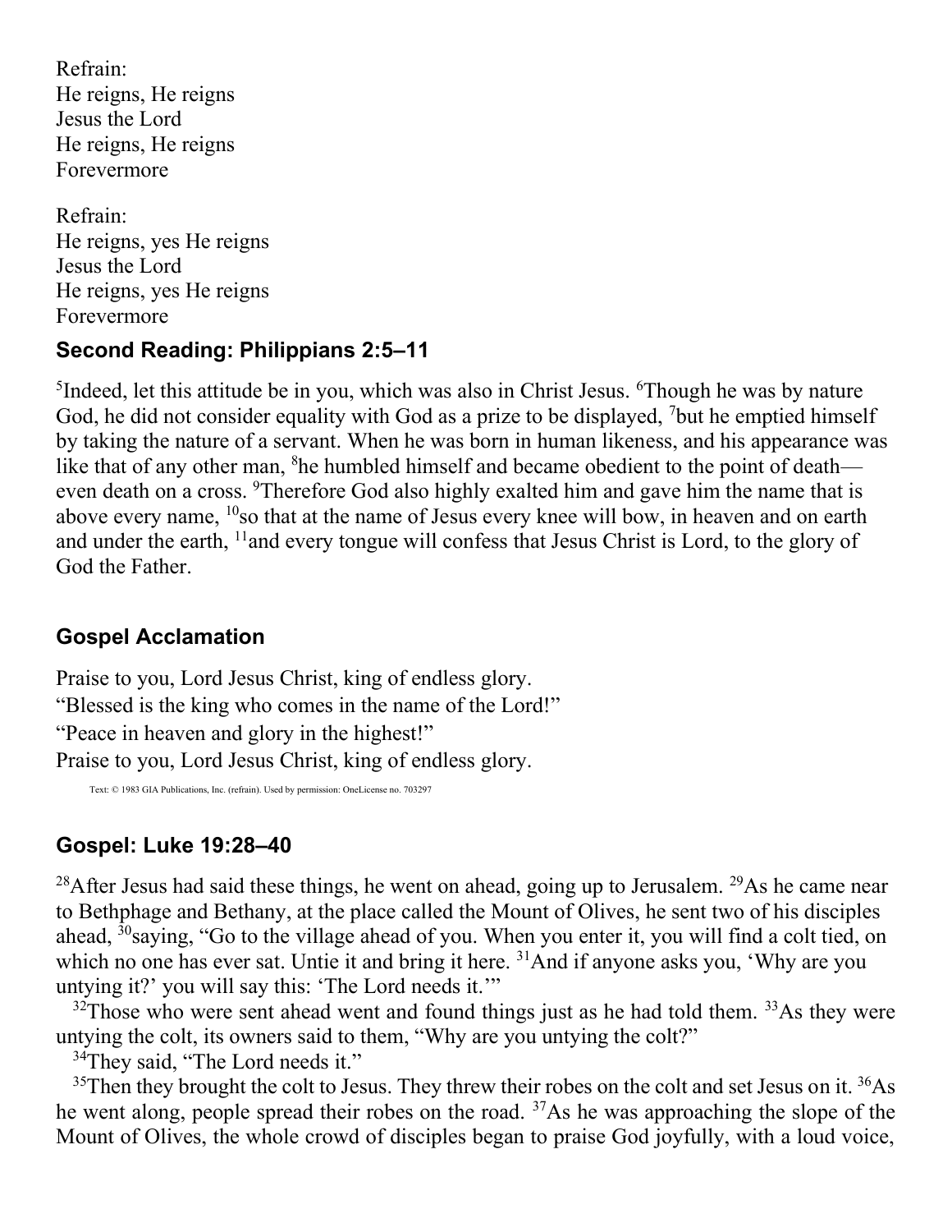Refrain:
He reigns, He reigns
Jesus the Lord
He reigns, He reigns
Forevermore

Refrain:
He reigns, yes He reigns
Jesus the Lord
He reigns, yes He reigns
Forevermore

## Second Reading: Philippians 2:5–11

[5]Indeed, let this attitude be in you, which was also in Christ Jesus. [6]Though he was by nature God, he did not consider equality with God as a prize to be displayed, [7]but he emptied himself by taking the nature of a servant. When he was born in human likeness, and his appearance was like that of any other man, [8]he humbled himself and became obedient to the point of death—even death on a cross. [9]Therefore God also highly exalted him and gave him the name that is above every name, [10]so that at the name of Jesus every knee will bow, in heaven and on earth and under the earth, [11]and every tongue will confess that Jesus Christ is Lord, to the glory of God the Father.

## Gospel Acclamation

Praise to you, Lord Jesus Christ, king of endless glory.
"Blessed is the king who comes in the name of the Lord!"
"Peace in heaven and glory in the highest!"
Praise to you, Lord Jesus Christ, king of endless glory.

Text: © 1983 GIA Publications, Inc. (refrain). Used by permission: OneLicense no. 703297

## Gospel: Luke 19:28–40

[28]After Jesus had said these things, he went on ahead, going up to Jerusalem. [29]As he came near to Bethphage and Bethany, at the place called the Mount of Olives, he sent two of his disciples ahead, [30]saying, "Go to the village ahead of you. When you enter it, you will find a colt tied, on which no one has ever sat. Untie it and bring it here. [31]And if anyone asks you, 'Why are you untying it?' you will say this: 'The Lord needs it.'"

[32]Those who were sent ahead went and found things just as he had told them. [33]As they were untying the colt, its owners said to them, "Why are you untying the colt?"

[34]They said, "The Lord needs it."

[35]Then they brought the colt to Jesus. They threw their robes on the colt and set Jesus on it. [36]As he went along, people spread their robes on the road. [37]As he was approaching the slope of the Mount of Olives, the whole crowd of disciples began to praise God joyfully, with a loud voice,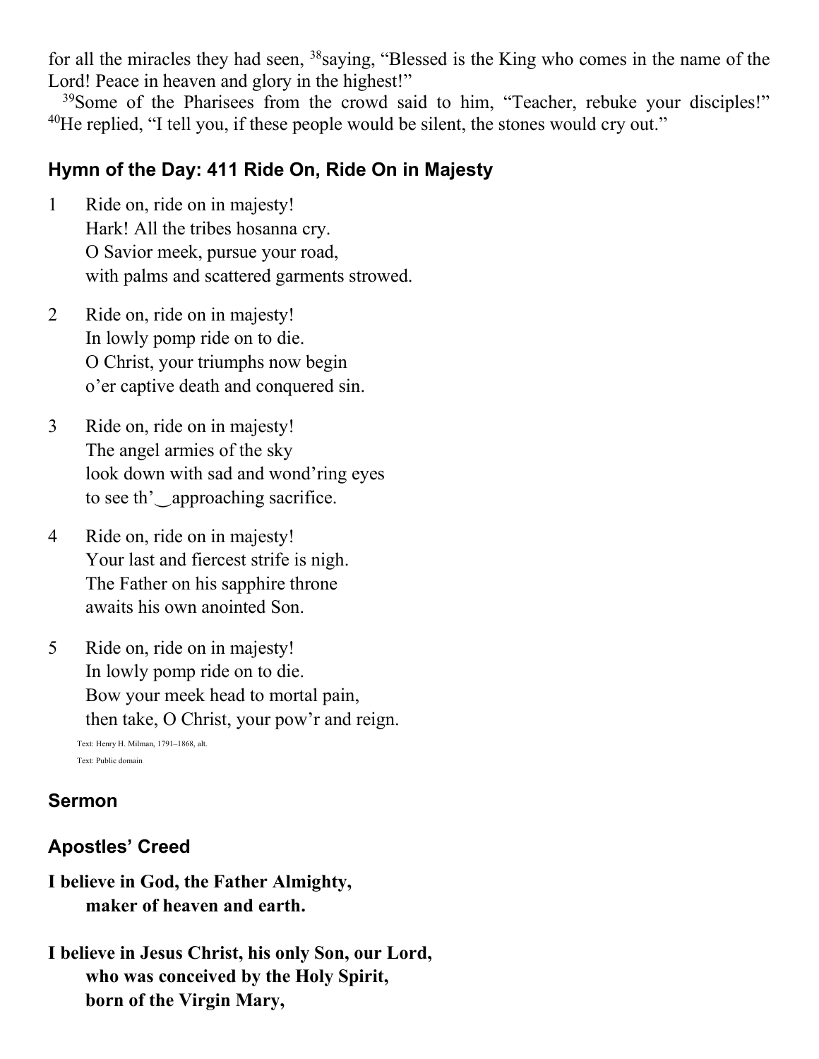for all the miracles they had seen, [38]saying, "Blessed is the King who comes in the name of the Lord! Peace in heaven and glory in the highest!"

[39]Some of the Pharisees from the crowd said to him, "Teacher, rebuke your disciples!" [40]He replied, "I tell you, if these people would be silent, the stones would cry out."

### Hymn of the Day: 411 Ride On, Ride On in Majesty

1 Ride on, ride on in majesty!  
Hark! All the tribes hosanna cry.  
O Savior meek, pursue your road,  
with palms and scattered garments strowed.

2 Ride on, ride on in majesty!  
In lowly pomp ride on to die.  
O Christ, your triumphs now begin  
o'er captive death and conquered sin.

3 Ride on, ride on in majesty!  
The angel armies of the sky  
look down with sad and wond'ring eyes  
to see th'‿approaching sacrifice.

4 Ride on, ride on in majesty!  
Your last and fiercest strife is nigh.  
The Father on his sapphire throne  
awaits his own anointed Son.

5 Ride on, ride on in majesty!  
In lowly pomp ride on to die.  
Bow your meek head to mortal pain,  
then take, O Christ, your pow'r and reign.

Text: Henry H. Milman, 1791–1868, alt.  
Text: Public domain

### Sermon

### Apostles' Creed

**I believe in God, the Father Almighty,  
maker of heaven and earth.**

**I believe in Jesus Christ, his only Son, our Lord,  
who was conceived by the Holy Spirit,  
born of the Virgin Mary,**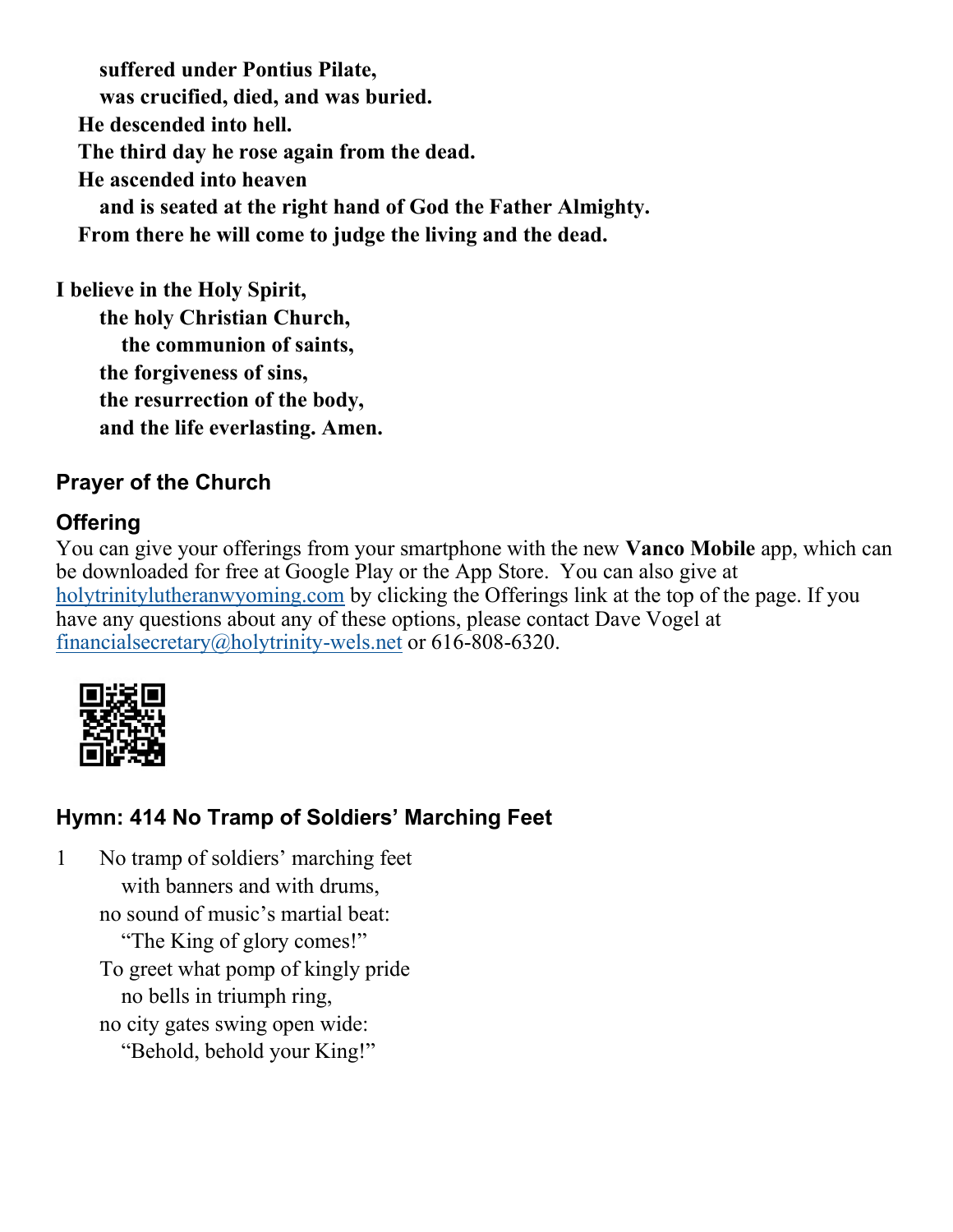**suffered under Pontius Pilate,**
**was crucified, died, and was buried.**
**He descended into hell.**
**The third day he rose again from the dead.**
**He ascended into heaven**
**and is seated at the right hand of God the Father Almighty.**
**From there he will come to judge the living and the dead.**

**I believe in the Holy Spirit,**
**the holy Christian Church,**
**the communion of saints,**
**the forgiveness of sins,**
**the resurrection of the body,**
**and the life everlasting. Amen.**

### Prayer of the Church

### Offering

You can give your offerings from your smartphone with the new **Vanco Mobile** app, which can be downloaded for free at Google Play or the App Store. You can also give at holytrinitylutheranwyoming.com by clicking the Offerings link at the top of the page. If you have any questions about any of these options, please contact Dave Vogel at financialsecretary@holytrinity-wels.net or 616-808-6320.

### Hymn: 414 No Tramp of Soldiers' Marching Feet

1 No tramp of soldiers' marching feet
with banners and with drums,
no sound of music's martial beat:
"The King of glory comes!"
To greet what pomp of kingly pride
no bells in triumph ring,
no city gates swing open wide:
"Behold, behold your King!"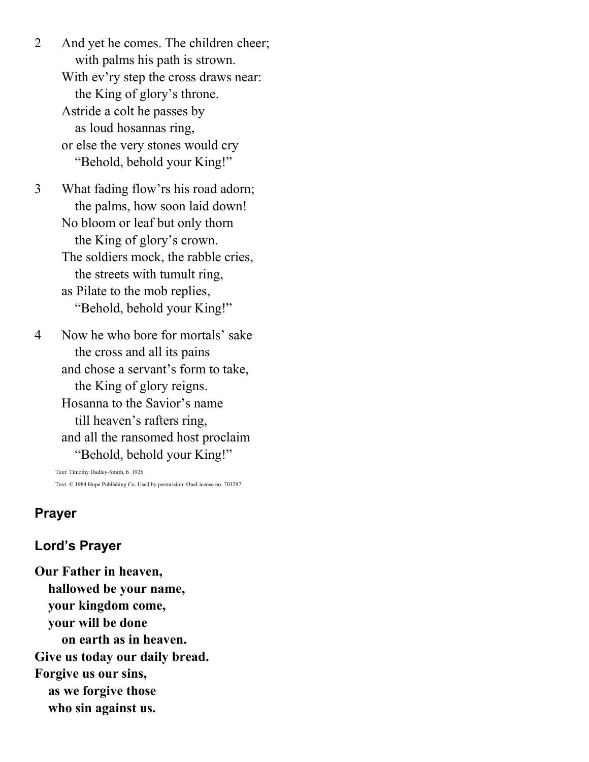2 And yet he comes. The children cheer;
   with palms his path is strown.
 With ev'ry step the cross draws near:
   the King of glory's throne.
 Astride a colt he passes by
   as loud hosannas ring,
 or else the very stones would cry
   "Behold, behold your King!"

3 What fading flow'rs his road adorn;
   the palms, how soon laid down!
 No bloom or leaf but only thorn
   the King of glory's crown.
 The soldiers mock, the rabble cries,
   the streets with tumult ring,
 as Pilate to the mob replies,
   "Behold, behold your King!"

4 Now he who bore for mortals' sake
   the cross and all its pains
 and chose a servant's form to take,
   the King of glory reigns.
 Hosanna to the Savior's name
   till heaven's rafters ring,
 and all the ransomed host proclaim
   "Behold, behold your King!"

Text: Timothy Dudley-Smith, b. 1926

Text: © 1984 Hope Publishing Co. Used by permission: OneLicense no. 703297

## Prayer

## Lord's Prayer

**Our Father in heaven,**
**hallowed be your name,**
**your kingdom come,**
**your will be done**
**on earth as in heaven.**
**Give us today our daily bread.**
**Forgive us our sins,**
**as we forgive those**
**who sin against us.**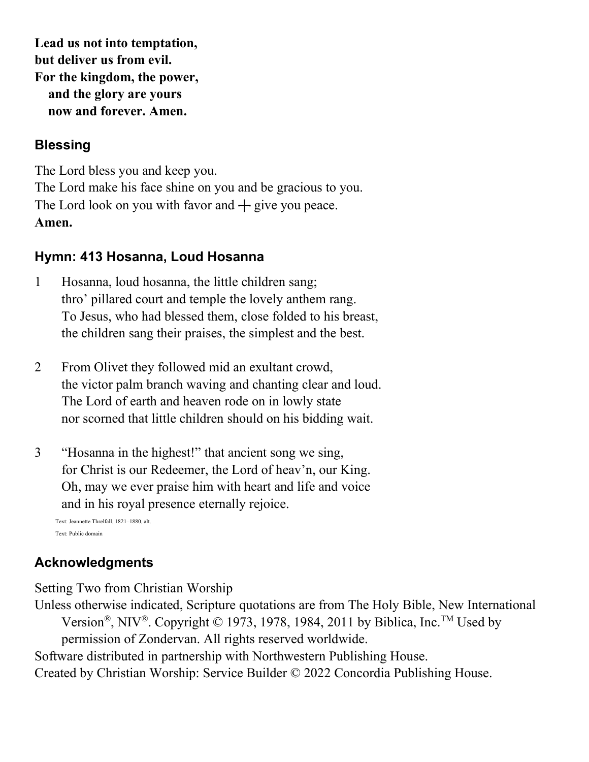**Lead us not into temptation,**
**but deliver us from evil.**
**For the kingdom, the power,**
**and the glory are yours**
**now and forever. Amen.**

## Blessing

The Lord bless you and keep you.
The Lord make his face shine on you and be gracious to you.
The Lord look on you with favor and ┼ give you peace.
**Amen.**

## Hymn: 413 Hosanna, Loud Hosanna

1 Hosanna, loud hosanna, the little children sang;
thro' pillared court and temple the lovely anthem rang.
To Jesus, who had blessed them, close folded to his breast,
the children sang their praises, the simplest and the best.

2 From Olivet they followed mid an exultant crowd,
the victor palm branch waving and chanting clear and loud.
The Lord of earth and heaven rode on in lowly state
nor scorned that little children should on his bidding wait.

3 "Hosanna in the highest!" that ancient song we sing,
for Christ is our Redeemer, the Lord of heav'n, our King.
Oh, may we ever praise him with heart and life and voice
and in his royal presence eternally rejoice.

Text: Jeannette Threlfall, 1821–1880, alt.
Text: Public domain

## Acknowledgments

Setting Two from Christian Worship
Unless otherwise indicated, Scripture quotations are from The Holy Bible, New International Version®, NIV®. Copyright © 1973, 1978, 1984, 2011 by Biblica, Inc.™ Used by permission of Zondervan. All rights reserved worldwide.
Software distributed in partnership with Northwestern Publishing House.
Created by Christian Worship: Service Builder © 2022 Concordia Publishing House.